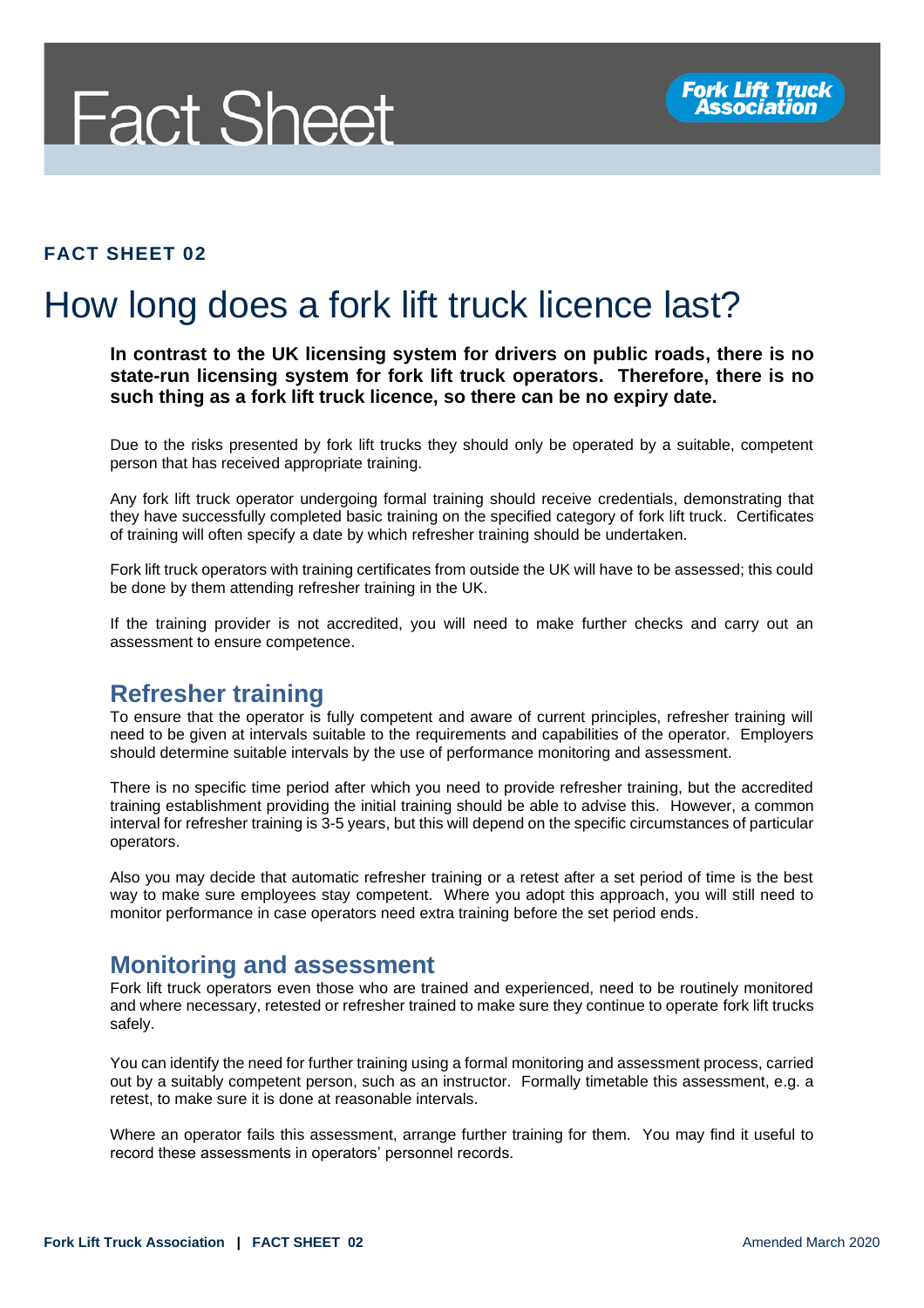# Fact Sheet

**FACT SHEET 02**

# How long does a fork lift truck licence last?

**In contrast to the UK licensing system for drivers on public roads, there is no state-run licensing system for fork lift truck operators. Therefore, there is no such thing as a fork lift truck licence, so there can be no expiry date.**

Due to the risks presented by fork lift trucks they should only be operated by a suitable, competent person that has received appropriate training.

Any fork lift truck operator undergoing formal training should receive credentials, demonstrating that they have successfully completed basic training on the specified category of fork lift truck. Certificates of training will often specify a date by which refresher training should be undertaken.

Fork lift truck operators with training certificates from outside the UK will have to be assessed; this could be done by them attending refresher training in the UK.

If the training provider is not accredited, you will need to make further checks and carry out an assessment to ensure competence.

## Refresher training

To ensure that the operator is fully competent and aware of current principles, refresher training will need to be given at intervals suitable to the requirements and capabilities of the operator. Employers should determine suitable intervals by the use of performance monitoring and assessment.

There is no specific time period after which you need to provide refresher training, but the accredited training establishment providing the initial training should be able to advise this. However, a common interval for refresher training is 3-5 years, but this will depend on the specific circumstances of particular operators.

Also you may decide that automatic refresher training or a retest after a set period of time is the best way to make sure employees stay competent. Where you adopt this approach, you will still need to monitor performance in case operators need extra training before the set period ends.

## Monitoring and assessment

Fork lift truck operators even those who are trained and experienced, need to be routinely monitored and where necessary, retested or refresher trained to make sure they continue to operate fork lift trucks safely.

You can identify the need for further training using a formal monitoring and assessment process, carried out by a suitably competent person, such as an instructor. Formally timetable this assessment, e.g. a retest, to make sure it is done at reasonable intervals.

Where an operator fails this assessment, arrange further training for them. You may find it useful to record these assessments in operators' personnel records.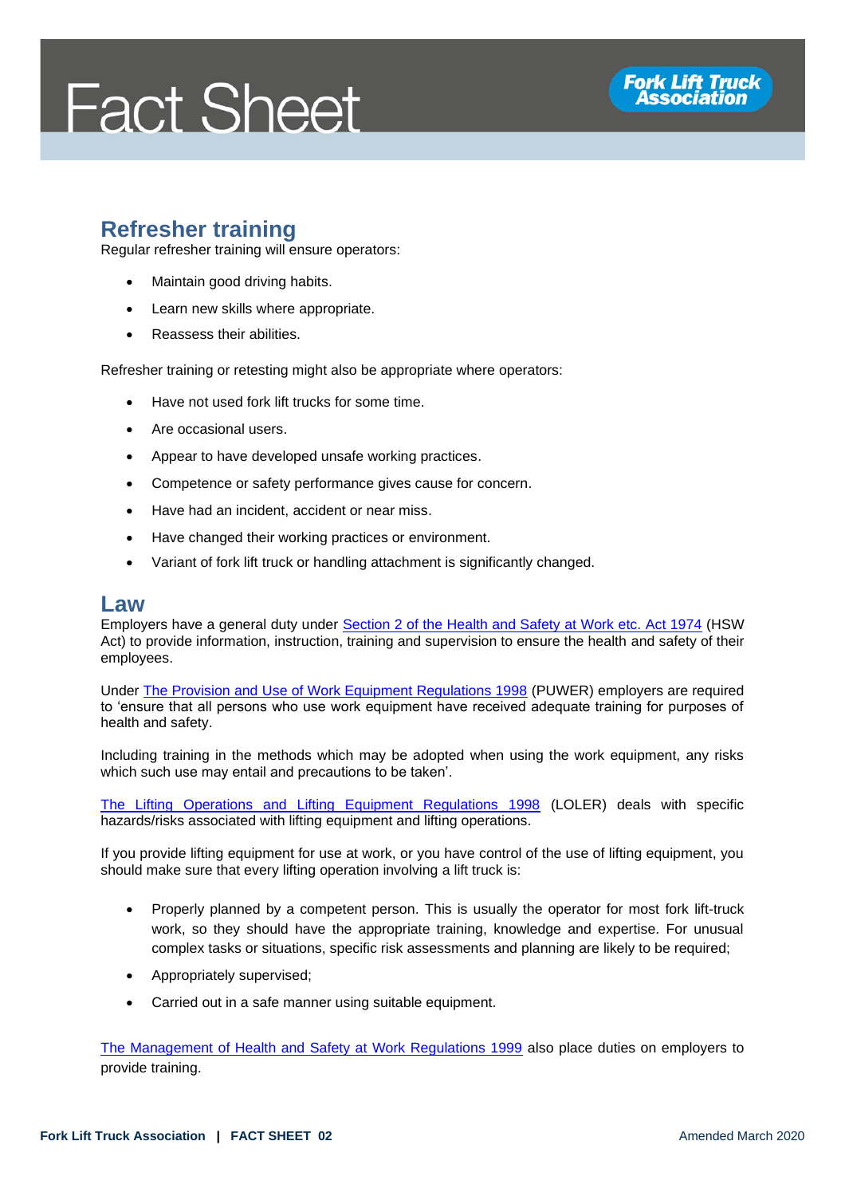# Fact Sheet

## Refresher training

Regular refresher training will ensure operators:

- Maintain good driving habits.
- Learn new skills where appropriate.
- Reassess their abilities.

Refresher training or retesting might also be appropriate where operators:

- Have not used fork lift trucks for some time.
- Are occasional users.
- Appear to have developed unsafe working practices.
- Competence or safety performance gives cause for concern.
- Have had an incident, accident or near miss.
- Have changed their working practices or environment.
- Variant of fork lift truck or handling attachment is significantly changed.

## Law

Employers have a general duty under Section 2 of the Health and Safety at Work etc. Act 1974 (HSW Act) to provide information, instruction, training and supervision to ensure the health and safety of their employees.

Under The Provision and Use of Work Equipment Regulations 1998 (PUWER) employers are required to 'ensure that all persons who use work equipment have received adequate training for purposes of health and safety.

Including training in the methods which may be adopted when using the work equipment, any risks which such use may entail and precautions to be taken'.

The Lifting Operations and Lifting Equipment Regulations 1998 (LOLER) deals with specific hazards/risks associated with lifting equipment and lifting operations.

If you provide lifting equipment for use at work, or you have control of the use of lifting equipment, you should make sure that every lifting operation involving a lift truck is:

- Properly planned by a competent person. This is usually the operator for most fork lift-truck work, so they should have the appropriate training, knowledge and expertise. For unusual complex tasks or situations, specific risk assessments and planning are likely to be required;
- Appropriately supervised;
- Carried out in a safe manner using suitable equipment.

The Management of Health and Safety at Work Regulations 1999 also place duties on employers to provide training.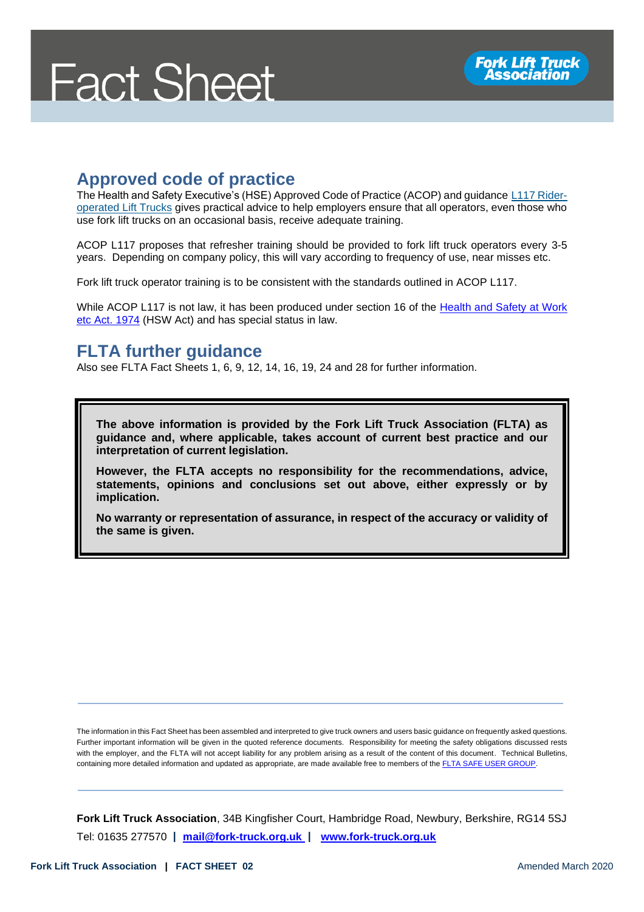## Approved code of practice

The Health and Safety Executive's (HSE) Approved Code of Practice (ACOP) and guidance [L117 Rider-operated Lift Trucks]() gives practical advice to help employers ensure that all operators, even those who use fork lift trucks on an occasional basis, receive adequate training.

ACOP L117 proposes that refresher training should be provided to fork lift truck operators every 3-5 years. Depending on company policy, this will vary according to frequency of use, near misses etc.

Fork lift truck operator training is to be consistent with the standards outlined in ACOP L117.

While ACOP L117 is not law, it has been produced under section 16 of the [Health and Safety at Work etc Act. 1974]() (HSW Act) and has special status in law.

## FLTA further guidance

Also see FLTA Fact Sheets 1, 6, 9, 12, 14, 16, 19, 24 and 28 for further information.

**The above information is provided by the Fork Lift Truck Association (FLTA) as guidance and, where applicable, takes account of current best practice and our interpretation of current legislation.**

**However, the FLTA accepts no responsibility for the recommendations, advice, statements, opinions and conclusions set out above, either expressly or by implication.**

**No warranty or representation of assurance, in respect of the accuracy or validity of the same is given.**

---

The information in this Fact Sheet has been assembled and interpreted to give truck owners and users basic guidance on frequently asked questions. Further important information will be given in the quoted reference documents. Responsibility for meeting the safety obligations discussed rests with the employer, and the FLTA will not accept liability for any problem arising as a result of the content of this document. Technical Bulletins, containing more detailed information and updated as appropriate, are made available free to members of the [FLTA SAFE USER GROUP]().

---

**Fork Lift Truck Association**, 34B Kingfisher Court, Hambridge Road, Newbury, Berkshire, RG14 5SJ

Tel: 01635 277570 | **mail@fork-truck.org.uk** | **www.fork-truck.org.uk**